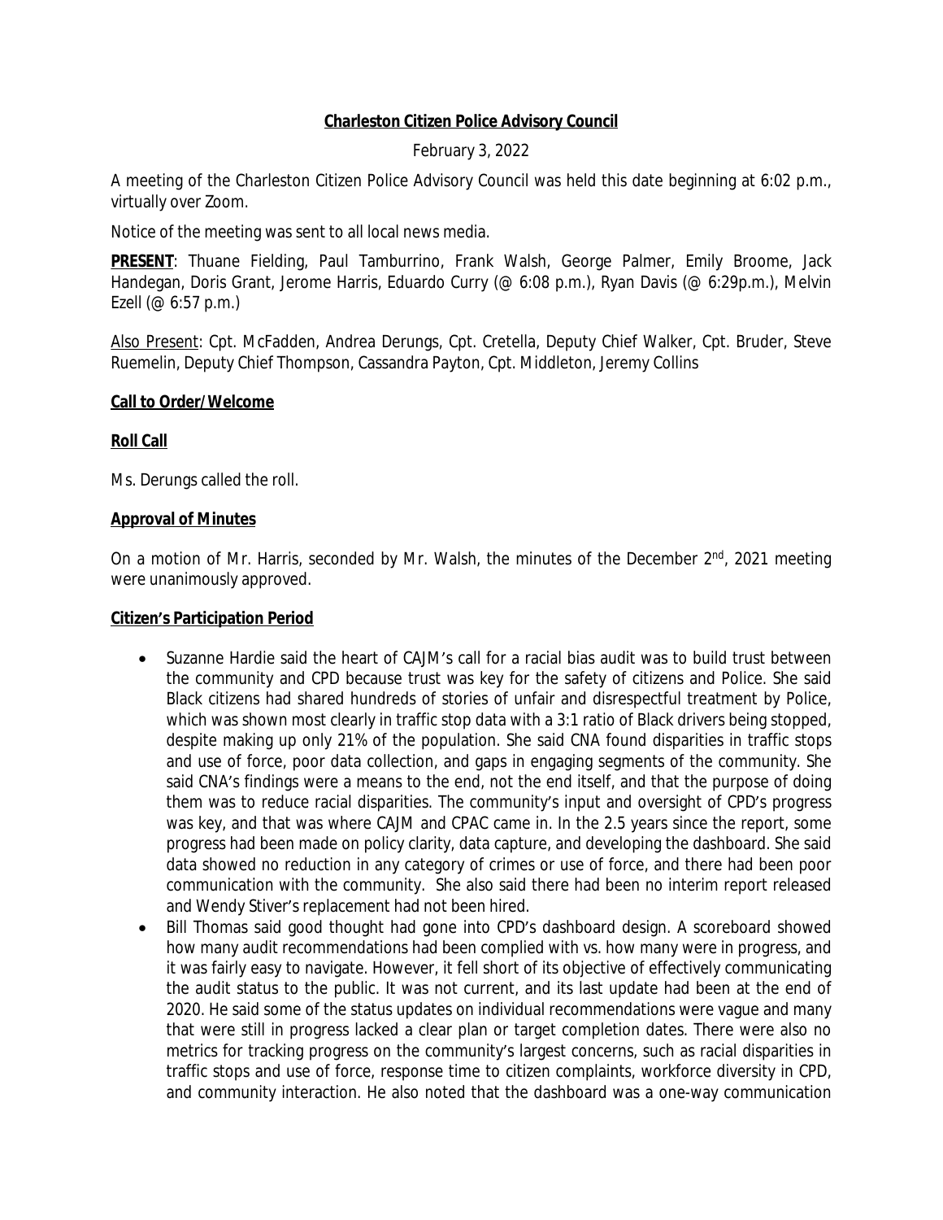**Charleston Citizen Police Advisory Council**

February 3, 2022

A meeting of the Charleston Citizen Police Advisory Council was held this date beginning at 6:02 p.m., virtually over Zoom.

Notice of the meeting was sent to all local news media.

**PRESENT**: Thuane Fielding, Paul Tamburrino, Frank Walsh, George Palmer, Emily Broome, Jack Handegan, Doris Grant, Jerome Harris, Eduardo Curry (@ 6:08 p.m.), Ryan Davis (@ 6:29p.m.), Melvin Ezell (@ 6:57 p.m.)

Also Present: Cpt. McFadden, Andrea Derungs, Cpt. Cretella, Deputy Chief Walker, Cpt. Bruder, Steve Ruemelin, Deputy Chief Thompson, Cassandra Payton, Cpt. Middleton, Jeremy Collins

**Call to Order/Welcome**

**Roll Call**

Ms. Derungs called the roll.

**Approval of Minutes**

On a motion of Mr. Harris, seconded by Mr. Walsh, the minutes of the December 2nd, 2021 meeting were unanimously approved.

**Citizen's Participation Period**

- Suzanne Hardie said the heart of CAJM's call for a racial bias audit was to build trust between the community and CPD because trust was key for the safety of citizens and Police. She said Black citizens had shared hundreds of stories of unfair and disrespectful treatment by Police, which was shown most clearly in traffic stop data with a 3:1 ratio of Black drivers being stopped, despite making up only 21% of the population. She said CNA found disparities in traffic stops and use of force, poor data collection, and gaps in engaging segments of the community. She said CNA's findings were a means to the end, not the end itself, and that the purpose of doing them was to reduce racial disparities. The community's input and oversight of CPD's progress was key, and that was where CAJM and CPAC came in. In the 2.5 years since the report, some progress had been made on policy clarity, data capture, and developing the dashboard. She said data showed no reduction in any category of crimes or use of force, and there had been poor communication with the community. She also said there had been no interim report released and Wendy Stiver's replacement had not been hired.
- Bill Thomas said good thought had gone into CPD's dashboard design. A scoreboard showed how many audit recommendations had been complied with vs. how many were in progress, and it was fairly easy to navigate. However, it fell short of its objective of effectively communicating the audit status to the public. It was not current, and its last update had been at the end of 2020. He said some of the status updates on individual recommendations were vague and many that were still in progress lacked a clear plan or target completion dates. There were also no metrics for tracking progress on the community's largest concerns, such as racial disparities in traffic stops and use of force, response time to citizen complaints, workforce diversity in CPD, and community interaction. He also noted that the dashboard was a one-way communication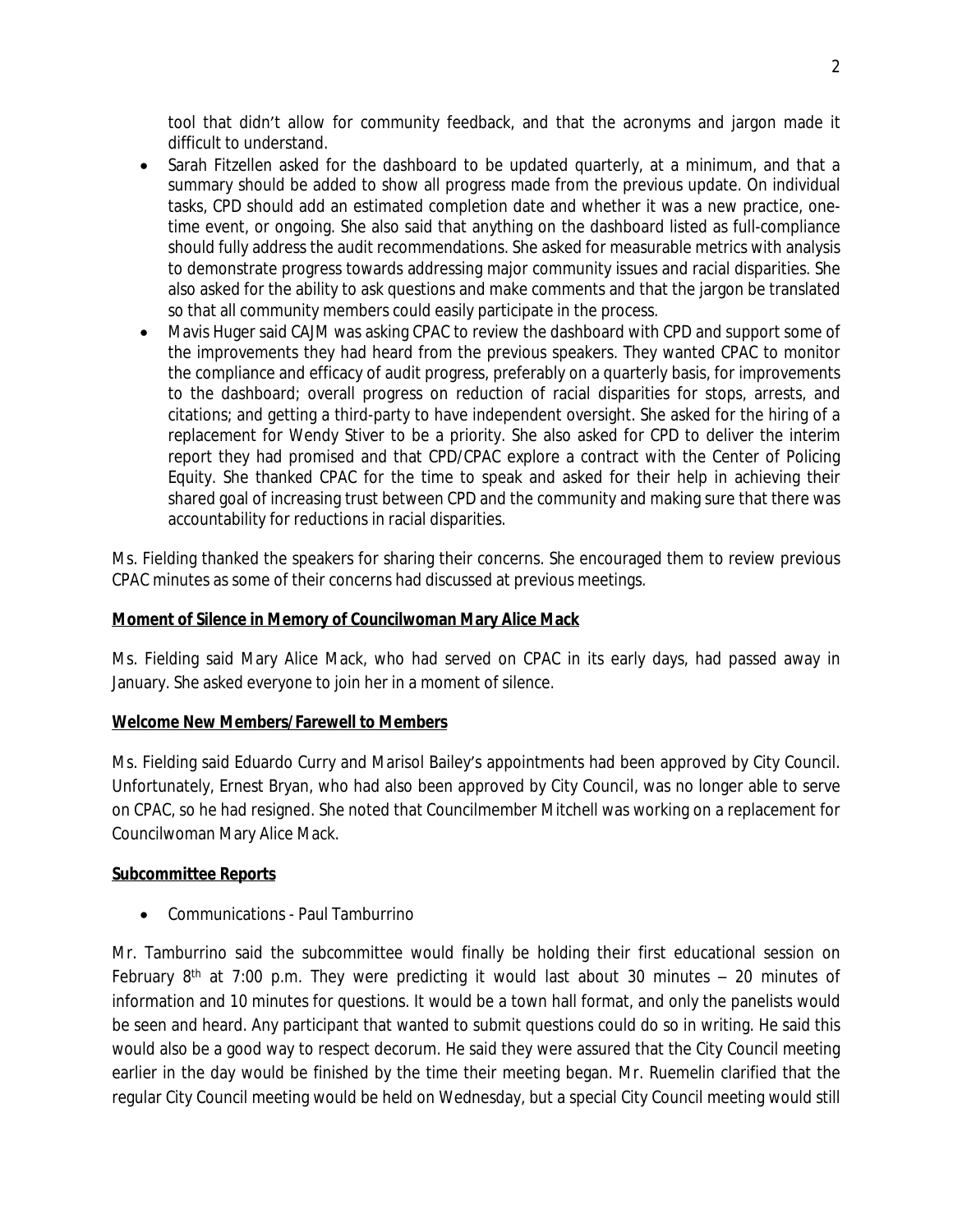tool that didn't allow for community feedback, and that the acronyms and jargon made it difficult to understand.

- Sarah Fitzellen asked for the dashboard to be updated quarterly, at a minimum, and that a summary should be added to show all progress made from the previous update. On individual tasks, CPD should add an estimated completion date and whether it was a new practice, one-time event, or ongoing. She also said that anything on the dashboard listed as full-compliance should fully address the audit recommendations. She asked for measurable metrics with analysis to demonstrate progress towards addressing major community issues and racial disparities. She also asked for the ability to ask questions and make comments and that the jargon be translated so that all community members could easily participate in the process.
- Mavis Huger said CAJM was asking CPAC to review the dashboard with CPD and support some of the improvements they had heard from the previous speakers. They wanted CPAC to monitor the compliance and efficacy of audit progress, preferably on a quarterly basis, for improvements to the dashboard; overall progress on reduction of racial disparities for stops, arrests, and citations; and getting a third-party to have independent oversight. She asked for the hiring of a replacement for Wendy Stiver to be a priority. She also asked for CPD to deliver the interim report they had promised and that CPD/CPAC explore a contract with the Center of Policing Equity. She thanked CPAC for the time to speak and asked for their help in achieving their shared goal of increasing trust between CPD and the community and making sure that there was accountability for reductions in racial disparities.

Ms. Fielding thanked the speakers for sharing their concerns. She encouraged them to review previous CPAC minutes as some of their concerns had discussed at previous meetings.

**Moment of Silence in Memory of Councilwoman Mary Alice Mack**

Ms. Fielding said Mary Alice Mack, who had served on CPAC in its early days, had passed away in January. She asked everyone to join her in a moment of silence.

**Welcome New Members/Farewell to Members**

Ms. Fielding said Eduardo Curry and Marisol Bailey's appointments had been approved by City Council. Unfortunately, Ernest Bryan, who had also been approved by City Council, was no longer able to serve on CPAC, so he had resigned. She noted that Councilmember Mitchell was working on a replacement for Councilwoman Mary Alice Mack.

**Subcommittee Reports**

- Communications - Paul Tamburrino

Mr. Tamburrino said the subcommittee would finally be holding their first educational session on February 8th at 7:00 p.m. They were predicting it would last about 30 minutes – 20 minutes of information and 10 minutes for questions. It would be a town hall format, and only the panelists would be seen and heard. Any participant that wanted to submit questions could do so in writing. He said this would also be a good way to respect decorum. He said they were assured that the City Council meeting earlier in the day would be finished by the time their meeting began. Mr. Ruemelin clarified that the regular City Council meeting would be held on Wednesday, but a special City Council meeting would still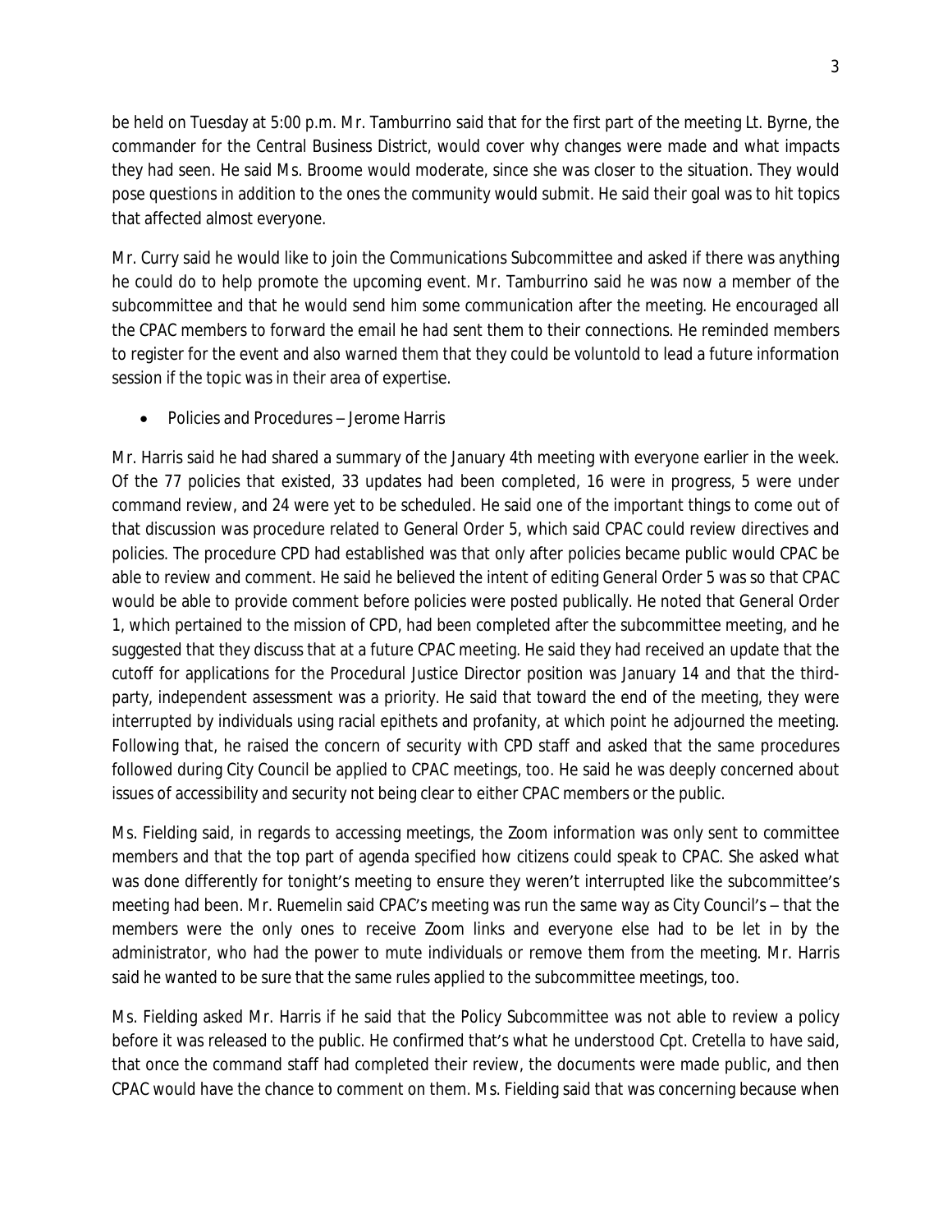be held on Tuesday at 5:00 p.m. Mr. Tamburrino said that for the first part of the meeting Lt. Byrne, the commander for the Central Business District, would cover why changes were made and what impacts they had seen. He said Ms. Broome would moderate, since she was closer to the situation. They would pose questions in addition to the ones the community would submit. He said their goal was to hit topics that affected almost everyone.

Mr. Curry said he would like to join the Communications Subcommittee and asked if there was anything he could do to help promote the upcoming event. Mr. Tamburrino said he was now a member of the subcommittee and that he would send him some communication after the meeting. He encouraged all the CPAC members to forward the email he had sent them to their connections. He reminded members to register for the event and also warned them that they could be voluntold to lead a future information session if the topic was in their area of expertise.

- Policies and Procedures – Jerome Harris

Mr. Harris said he had shared a summary of the January 4th meeting with everyone earlier in the week. Of the 77 policies that existed, 33 updates had been completed, 16 were in progress, 5 were under command review, and 24 were yet to be scheduled. He said one of the important things to come out of that discussion was procedure related to General Order 5, which said CPAC could review directives and policies. The procedure CPD had established was that only after policies became public would CPAC be able to review and comment. He said he believed the intent of editing General Order 5 was so that CPAC would be able to provide comment before policies were posted publically. He noted that General Order 1, which pertained to the mission of CPD, had been completed after the subcommittee meeting, and he suggested that they discuss that at a future CPAC meeting. He said they had received an update that the cutoff for applications for the Procedural Justice Director position was January 14 and that the third-party, independent assessment was a priority. He said that toward the end of the meeting, they were interrupted by individuals using racial epithets and profanity, at which point he adjourned the meeting. Following that, he raised the concern of security with CPD staff and asked that the same procedures followed during City Council be applied to CPAC meetings, too. He said he was deeply concerned about issues of accessibility and security not being clear to either CPAC members or the public.

Ms. Fielding said, in regards to accessing meetings, the Zoom information was only sent to committee members and that the top part of agenda specified how citizens could speak to CPAC. She asked what was done differently for tonight's meeting to ensure they weren't interrupted like the subcommittee's meeting had been. Mr. Ruemelin said CPAC's meeting was run the same way as City Council's – that the members were the only ones to receive Zoom links and everyone else had to be let in by the administrator, who had the power to mute individuals or remove them from the meeting. Mr. Harris said he wanted to be sure that the same rules applied to the subcommittee meetings, too.

Ms. Fielding asked Mr. Harris if he said that the Policy Subcommittee was not able to review a policy before it was released to the public. He confirmed that's what he understood Cpt. Cretella to have said, that once the command staff had completed their review, the documents were made public, and then CPAC would have the chance to comment on them. Ms. Fielding said that was concerning because when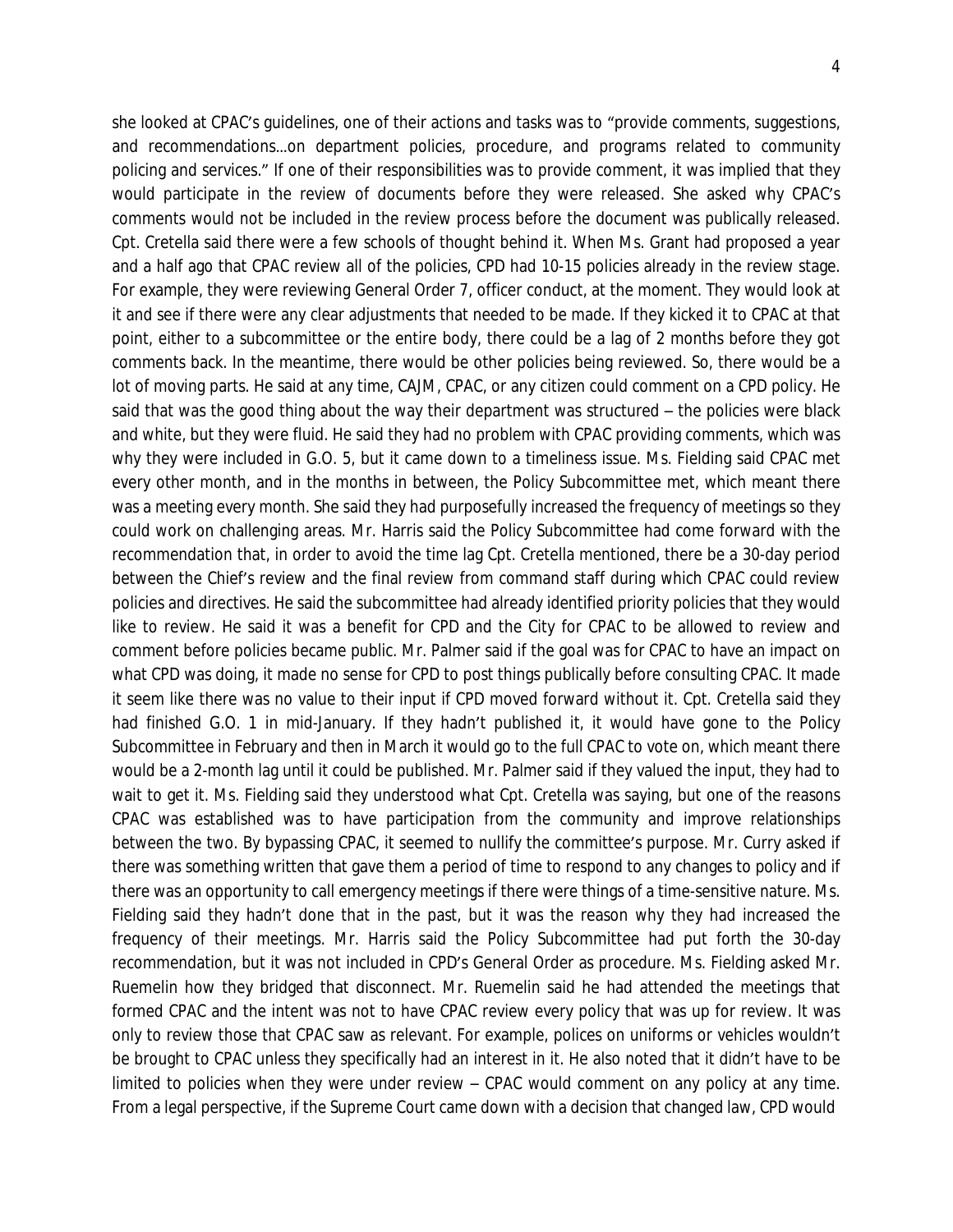she looked at CPAC's guidelines, one of their actions and tasks was to "provide comments, suggestions, and recommendations…on department policies, procedure, and programs related to community policing and services." If one of their responsibilities was to provide comment, it was implied that they would participate in the review of documents before they were released. She asked why CPAC's comments would not be included in the review process before the document was publically released. Cpt. Cretella said there were a few schools of thought behind it. When Ms. Grant had proposed a year and a half ago that CPAC review all of the policies, CPD had 10-15 policies already in the review stage. For example, they were reviewing General Order 7, officer conduct, at the moment. They would look at it and see if there were any clear adjustments that needed to be made. If they kicked it to CPAC at that point, either to a subcommittee or the entire body, there could be a lag of 2 months before they got comments back. In the meantime, there would be other policies being reviewed. So, there would be a lot of moving parts. He said at any time, CAJM, CPAC, or any citizen could comment on a CPD policy. He said that was the good thing about the way their department was structured – the policies were black and white, but they were fluid. He said they had no problem with CPAC providing comments, which was why they were included in G.O. 5, but it came down to a timeliness issue. Ms. Fielding said CPAC met every other month, and in the months in between, the Policy Subcommittee met, which meant there was a meeting every month. She said they had purposefully increased the frequency of meetings so they could work on challenging areas. Mr. Harris said the Policy Subcommittee had come forward with the recommendation that, in order to avoid the time lag Cpt. Cretella mentioned, there be a 30-day period between the Chief's review and the final review from command staff during which CPAC could review policies and directives. He said the subcommittee had already identified priority policies that they would like to review. He said it was a benefit for CPD and the City for CPAC to be allowed to review and comment before policies became public. Mr. Palmer said if the goal was for CPAC to have an impact on what CPD was doing, it made no sense for CPD to post things publically before consulting CPAC. It made it seem like there was no value to their input if CPD moved forward without it. Cpt. Cretella said they had finished G.O. 1 in mid-January. If they hadn't published it, it would have gone to the Policy Subcommittee in February and then in March it would go to the full CPAC to vote on, which meant there would be a 2-month lag until it could be published. Mr. Palmer said if they valued the input, they had to wait to get it. Ms. Fielding said they understood what Cpt. Cretella was saying, but one of the reasons CPAC was established was to have participation from the community and improve relationships between the two. By bypassing CPAC, it seemed to nullify the committee's purpose. Mr. Curry asked if there was something written that gave them a period of time to respond to any changes to policy and if there was an opportunity to call emergency meetings if there were things of a time-sensitive nature. Ms. Fielding said they hadn't done that in the past, but it was the reason why they had increased the frequency of their meetings. Mr. Harris said the Policy Subcommittee had put forth the 30-day recommendation, but it was not included in CPD's General Order as procedure. Ms. Fielding asked Mr. Ruemelin how they bridged that disconnect. Mr. Ruemelin said he had attended the meetings that formed CPAC and the intent was not to have CPAC review every policy that was up for review. It was only to review those that CPAC saw as relevant. For example, polices on uniforms or vehicles wouldn't be brought to CPAC unless they specifically had an interest in it. He also noted that it didn't have to be limited to policies when they were under review – CPAC would comment on any policy at any time. From a legal perspective, if the Supreme Court came down with a decision that changed law, CPD would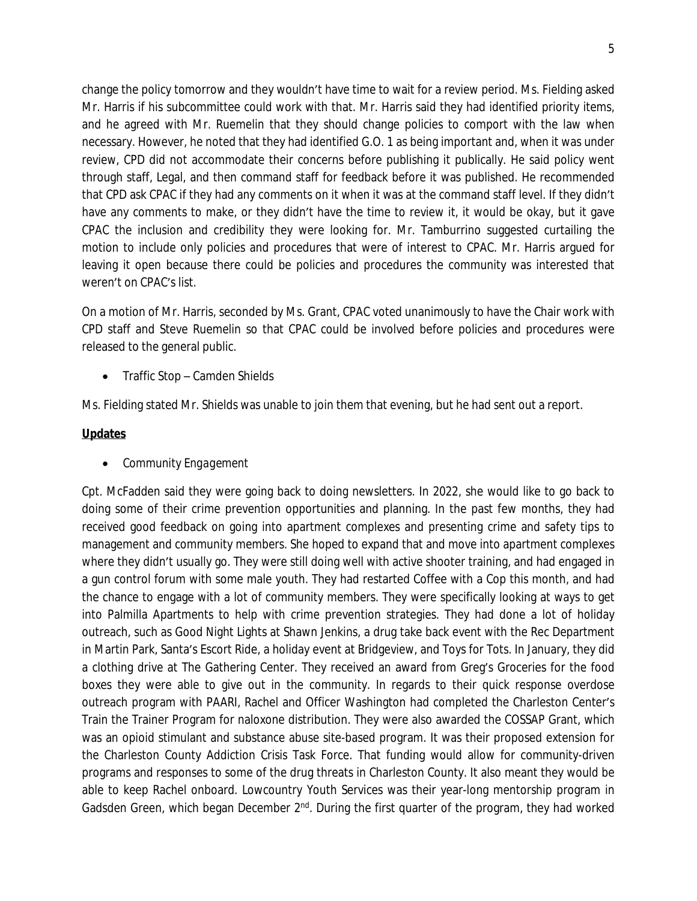change the policy tomorrow and they wouldn't have time to wait for a review period. Ms. Fielding asked Mr. Harris if his subcommittee could work with that. Mr. Harris said they had identified priority items, and he agreed with Mr. Ruemelin that they should change policies to comport with the law when necessary. However, he noted that they had identified G.O. 1 as being important and, when it was under review, CPD did not accommodate their concerns before publishing it publically. He said policy went through staff, Legal, and then command staff for feedback before it was published. He recommended that CPD ask CPAC if they had any comments on it when it was at the command staff level. If they didn't have any comments to make, or they didn't have the time to review it, it would be okay, but it gave CPAC the inclusion and credibility they were looking for. Mr. Tamburrino suggested curtailing the motion to include only policies and procedures that were of interest to CPAC. Mr. Harris argued for leaving it open because there could be policies and procedures the community was interested that weren't on CPAC's list.

On a motion of Mr. Harris, seconded by Ms. Grant, CPAC voted unanimously to have the Chair work with CPD staff and Steve Ruemelin so that CPAC could be involved before policies and procedures were released to the general public.

- Traffic Stop – Camden Shields

Ms. Fielding stated Mr. Shields was unable to join them that evening, but he had sent out a report.

**Updates**

- Community Engagement

Cpt. McFadden said they were going back to doing newsletters. In 2022, she would like to go back to doing some of their crime prevention opportunities and planning. In the past few months, they had received good feedback on going into apartment complexes and presenting crime and safety tips to management and community members. She hoped to expand that and move into apartment complexes where they didn't usually go. They were still doing well with active shooter training, and had engaged in a gun control forum with some male youth. They had restarted Coffee with a Cop this month, and had the chance to engage with a lot of community members. They were specifically looking at ways to get into Palmilla Apartments to help with crime prevention strategies. They had done a lot of holiday outreach, such as Good Night Lights at Shawn Jenkins, a drug take back event with the Rec Department in Martin Park, Santa's Escort Ride, a holiday event at Bridgeview, and Toys for Tots. In January, they did a clothing drive at The Gathering Center. They received an award from Greg's Groceries for the food boxes they were able to give out in the community. In regards to their quick response overdose outreach program with PAARI, Rachel and Officer Washington had completed the Charleston Center's Train the Trainer Program for naloxone distribution. They were also awarded the COSSAP Grant, which was an opioid stimulant and substance abuse site-based program. It was their proposed extension for the Charleston County Addiction Crisis Task Force. That funding would allow for community-driven programs and responses to some of the drug threats in Charleston County. It also meant they would be able to keep Rachel onboard. Lowcountry Youth Services was their year-long mentorship program in Gadsden Green, which began December 2nd. During the first quarter of the program, they had worked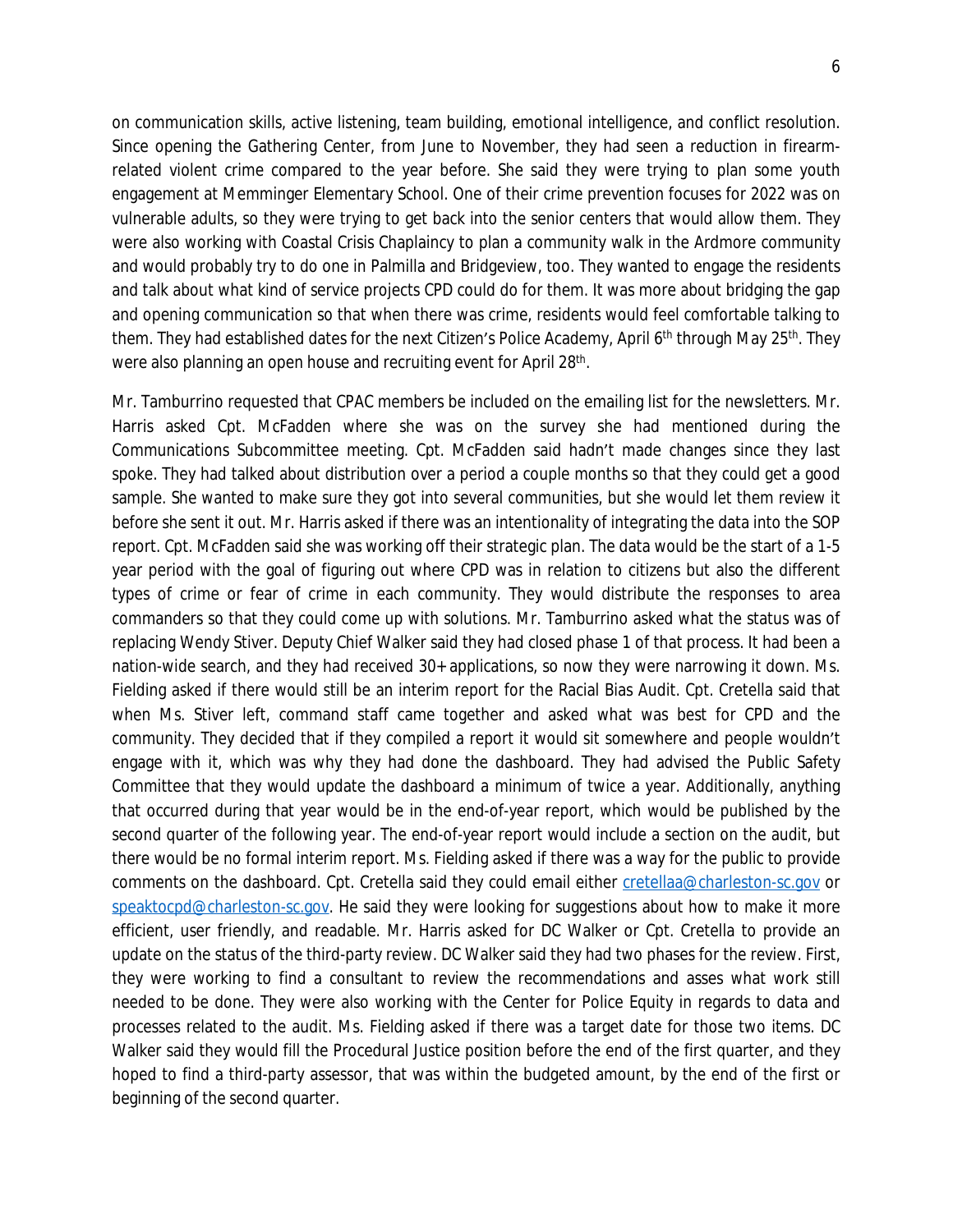on communication skills, active listening, team building, emotional intelligence, and conflict resolution. Since opening the Gathering Center, from June to November, they had seen a reduction in firearm-related violent crime compared to the year before. She said they were trying to plan some youth engagement at Memminger Elementary School. One of their crime prevention focuses for 2022 was on vulnerable adults, so they were trying to get back into the senior centers that would allow them. They were also working with Coastal Crisis Chaplaincy to plan a community walk in the Ardmore community and would probably try to do one in Palmilla and Bridgeview, too. They wanted to engage the residents and talk about what kind of service projects CPD could do for them. It was more about bridging the gap and opening communication so that when there was crime, residents would feel comfortable talking to them. They had established dates for the next Citizen's Police Academy, April 6th through May 25th. They were also planning an open house and recruiting event for April 28th.

Mr. Tamburrino requested that CPAC members be included on the emailing list for the newsletters. Mr. Harris asked Cpt. McFadden where she was on the survey she had mentioned during the Communications Subcommittee meeting. Cpt. McFadden said hadn't made changes since they last spoke. They had talked about distribution over a period a couple months so that they could get a good sample. She wanted to make sure they got into several communities, but she would let them review it before she sent it out. Mr. Harris asked if there was an intentionality of integrating the data into the SOP report. Cpt. McFadden said she was working off their strategic plan. The data would be the start of a 1-5 year period with the goal of figuring out where CPD was in relation to citizens but also the different types of crime or fear of crime in each community. They would distribute the responses to area commanders so that they could come up with solutions. Mr. Tamburrino asked what the status was of replacing Wendy Stiver. Deputy Chief Walker said they had closed phase 1 of that process. It had been a nation-wide search, and they had received 30+ applications, so now they were narrowing it down. Ms. Fielding asked if there would still be an interim report for the Racial Bias Audit. Cpt. Cretella said that when Ms. Stiver left, command staff came together and asked what was best for CPD and the community. They decided that if they compiled a report it would sit somewhere and people wouldn't engage with it, which was why they had done the dashboard. They had advised the Public Safety Committee that they would update the dashboard a minimum of twice a year. Additionally, anything that occurred during that year would be in the end-of-year report, which would be published by the second quarter of the following year. The end-of-year report would include a section on the audit, but there would be no formal interim report. Ms. Fielding asked if there was a way for the public to provide comments on the dashboard. Cpt. Cretella said they could email either cretellaa@charleston-sc.gov or speaktocpd@charleston-sc.gov. He said they were looking for suggestions about how to make it more efficient, user friendly, and readable. Mr. Harris asked for DC Walker or Cpt. Cretella to provide an update on the status of the third-party review. DC Walker said they had two phases for the review. First, they were working to find a consultant to review the recommendations and asses what work still needed to be done. They were also working with the Center for Police Equity in regards to data and processes related to the audit. Ms. Fielding asked if there was a target date for those two items. DC Walker said they would fill the Procedural Justice position before the end of the first quarter, and they hoped to find a third-party assessor, that was within the budgeted amount, by the end of the first or beginning of the second quarter.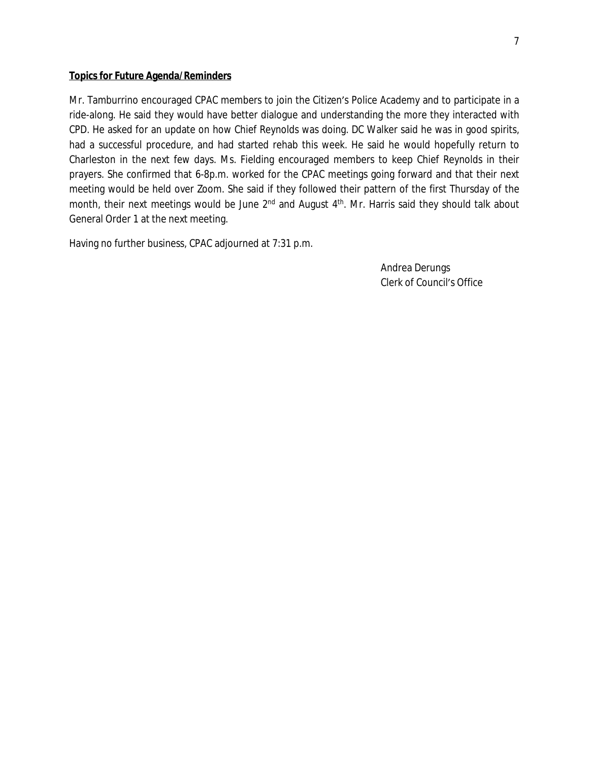**Topics for Future Agenda/Reminders**

Mr. Tamburrino encouraged CPAC members to join the Citizen's Police Academy and to participate in a ride-along. He said they would have better dialogue and understanding the more they interacted with CPD. He asked for an update on how Chief Reynolds was doing. DC Walker said he was in good spirits, had a successful procedure, and had started rehab this week. He said he would hopefully return to Charleston in the next few days. Ms. Fielding encouraged members to keep Chief Reynolds in their prayers. She confirmed that 6-8p.m. worked for the CPAC meetings going forward and that their next meeting would be held over Zoom. She said if they followed their pattern of the first Thursday of the month, their next meetings would be June 2nd and August 4th. Mr. Harris said they should talk about General Order 1 at the next meeting.

Having no further business, CPAC adjourned at 7:31 p.m.

Andrea Derungs
Clerk of Council's Office